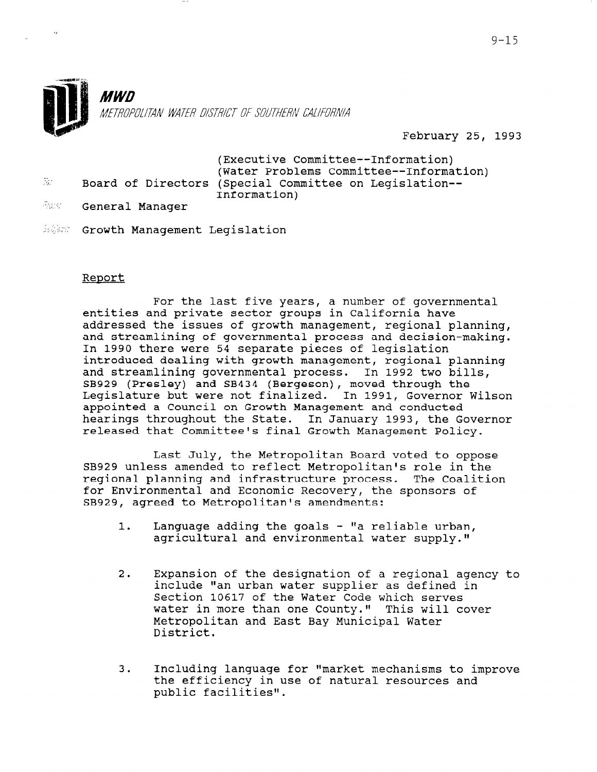**MWD**

METROPOLITAN WATER DISTRICT OF SOUTHERN CALIFORNIA

February 25, 1993

To: Board of Directors (Executive Committee--Information) (Water Problems Committee--Information) (Special Committee on Legislation--Information)

From: General Manager

Subject: Growth Management Legislation

## Report

For the last five years, a number of governmental entities and private sector groups in California have addressed the issues of growth management, regional planning, and streamlining of governmental process and decision-making. In 1990 there were 54 separate pieces of legislation introduced dealing with growth management, regional planning and streamlining governmental process. In 1992 two bills, SB929 (Presley) and SB434 (Bergeson), moved through the Legislature but were not finalized. In 1991, Governor Wilson appointed a Council on Growth Management and conducted hearings throughout the State. In January 1993, the Governor released that Committee's final Growth Management Policy.

Last July, the Metropolitan Board voted to oppose SB929 unless amended to reflect Metropolitan's role in the regional planning and infrastructure process. The Coalition for Environmental and Economic Recovery, the sponsors of SB929, agreed to Metropolitan's amendments:

1. Language adding the goals - "a reliable urban, agricultural and environmental water supply."

2. Expansion of the designation of a regional agency to include "an urban water supplier as defined in Section 10617 of the Water Code which serves water in more than one County." This will cover Metropolitan and East Bay Municipal Water District.

3. Including language for "market mechanisms to improve the efficiency in use of natural resources and public facilities".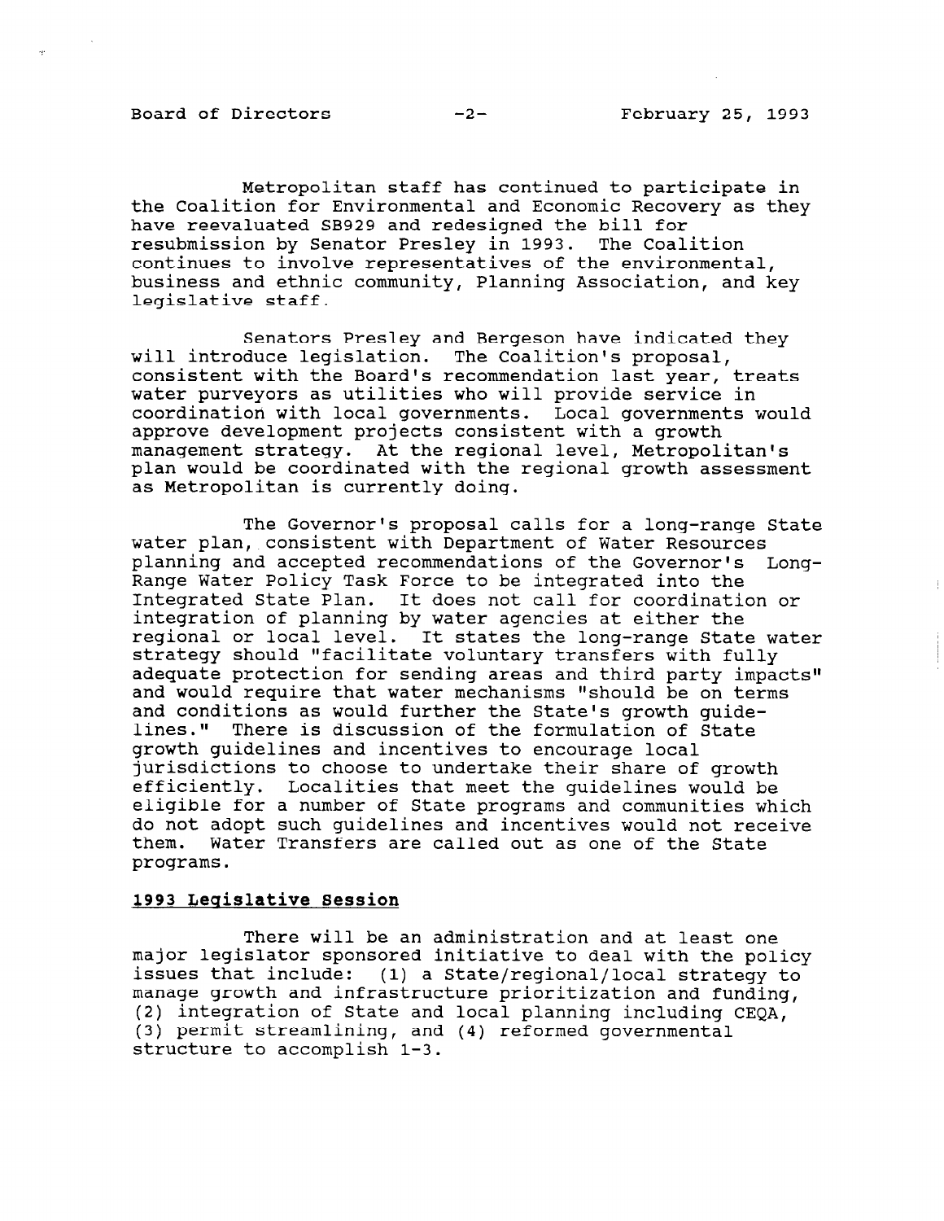Metropolitan staff has continued to participate in the Coalition for Environmental and Economic Recovery as they have reevaluated SB929 and redesigned the bill for resubmission by Senator Presley in 1993. The Coalition continues to involve representatives of the environmental, business and ethnic community, Planning Association, and key legislative staff.

Senators Presley and Bergeson have indicated they will introduce legislation. The Coalition's proposal, consistent with the Board's recommendation last year, treats water purveyors as utilities who will provide service in coordination with local governments. Local governments would approve development projects consistent with a growth management strategy. At the regional level, Metropolitan's plan would be coordinated with the regional growth assessment as Metropolitan is currently doing.

The Governor's proposal calls for a long-range State water plan, consistent with Department of Water Resources planning and accepted recommendations of the Governor's Long-Range Water Policy Task Force to be integrated into the Integrated State Plan. It does not call for coordination or integration of planning by water agencies at either the regional or local level. It states the long-range State water strategy should "facilitate voluntary transfers with fully adequate protection for sending areas and third party impacts" and would require that water mechanisms "should be on terms and conditions as would further the State's growth guidelines." There is discussion of the formulation of State growth guidelines and incentives to encourage local jurisdictions to choose to undertake their share of growth efficiently. Localities that meet the guidelines would be eligible for a number of State programs and communities which do not adopt such guidelines and incentives would not receive them. Water Transfers are called out as one of the State programs.

## 1993 Legislative Session

There will be an administration and at least one major legislator sponsored initiative to deal with the policy issues that include: (1) a State/regional/local strategy to manage growth and infrastructure prioritization and funding, (2) integration of State and local planning including CEQA, (3) permit streamlining, and (4) reformed governmental structure to accomplish 1-3.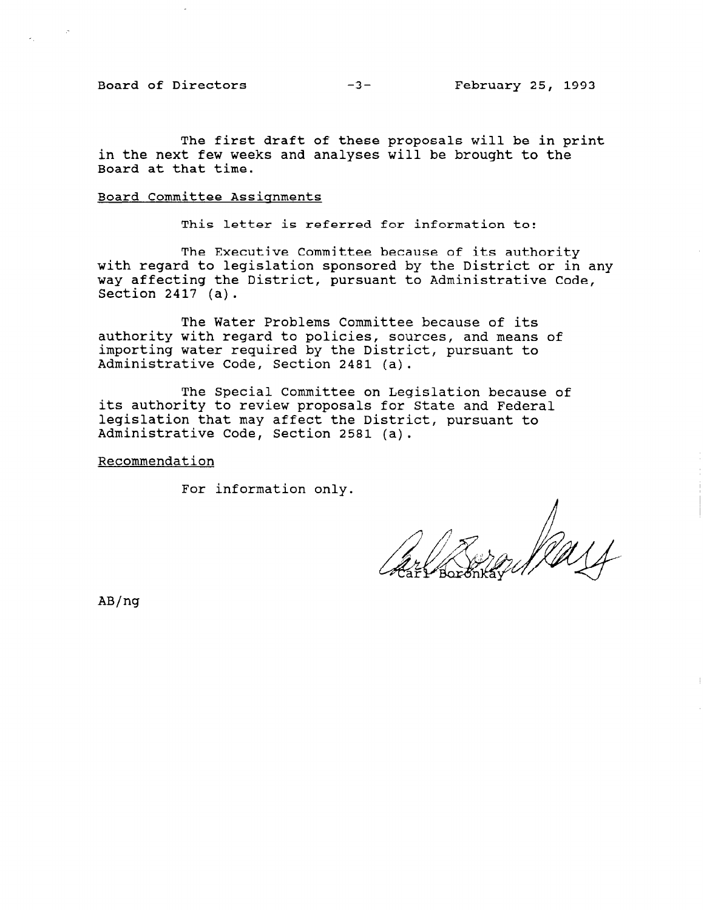The first draft of these proposals will be in print in the next few weeks and analyses will be brought to the Board at that time.

Board Committee Assignments

This letter is referred for information to:

The Executive Committee because of its authority with regard to legislation sponsored by the District or in any way affecting the District, pursuant to Administrative Code, Section 2417 (a).

The Water Problems Committee because of its authority with regard to policies, sources, and means of importing water required by the District, pursuant to Administrative Code, Section 2481 (a).

The Special Committee on Legislation because of its authority to review proposals for State and Federal legislation that may affect the District, pursuant to Administrative Code, Section 2581 (a).

Recommendation

For information only.

Carl Boronkay

AB/ng